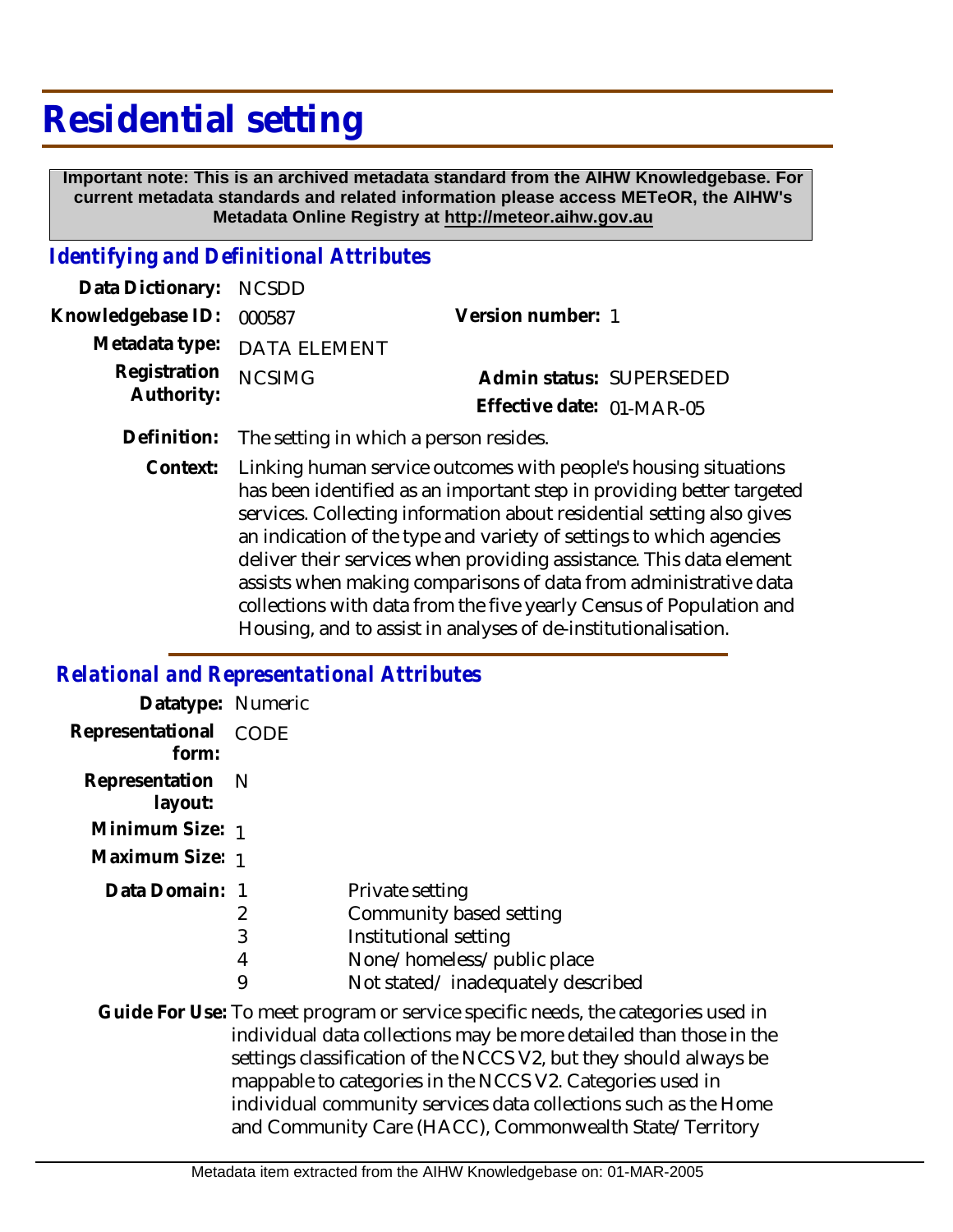# Residential setting

**Important note: This is an archived metadata standard from the AIHW Knowledgebase. For current metadata standards and related information please access METeOR, the AIHW's Metadata Online Registry at http://meteor.aihw.gov.au**

## *Identifying and Definitional Attributes*

| | | | |
|---|---|---|---|
| **Data Dictionary:** | NCSDD | | |
| **Knowledgebase ID:** | 000587 | **Version number:** | 1 |
| **Metadata type:** | DATA ELEMENT | | |
| **Registration Authority:** | NCSIMG | **Admin status:** | SUPERSEDED |
| | | **Effective date:** | 01-MAR-05 |

**Definition:** The setting in which a person resides.

**Context:** Linking human service outcomes with people's housing situations has been identified as an important step in providing better targeted services. Collecting information about residential setting also gives an indication of the type and variety of settings to which agencies deliver their services when providing assistance. This data element assists when making comparisons of data from administrative data collections with data from the five yearly Census of Population and Housing, and to assist in analyses of de-institutionalisation.

## *Relational and Representational Attributes*

**Datatype:** Numeric

**Representational form:** CODE

**Representation layout:** N

**Minimum Size:** 1

**Maximum Size:** 1

**Data Domain:**

| Code | Description |
|---|---|
| 1 | Private setting |
| 2 | Community based setting |
| 3 | Institutional setting |
| 4 | None/homeless/public place |
| 9 | Not stated/ inadequately described |

**Guide For Use:** To meet program or service specific needs, the categories used in individual data collections may be more detailed than those in the settings classification of the NCCS V2, but they should always be mappable to categories in the NCCS V2. Categories used in individual community services data collections such as the Home and Community Care (HACC), Commonwealth State/Territory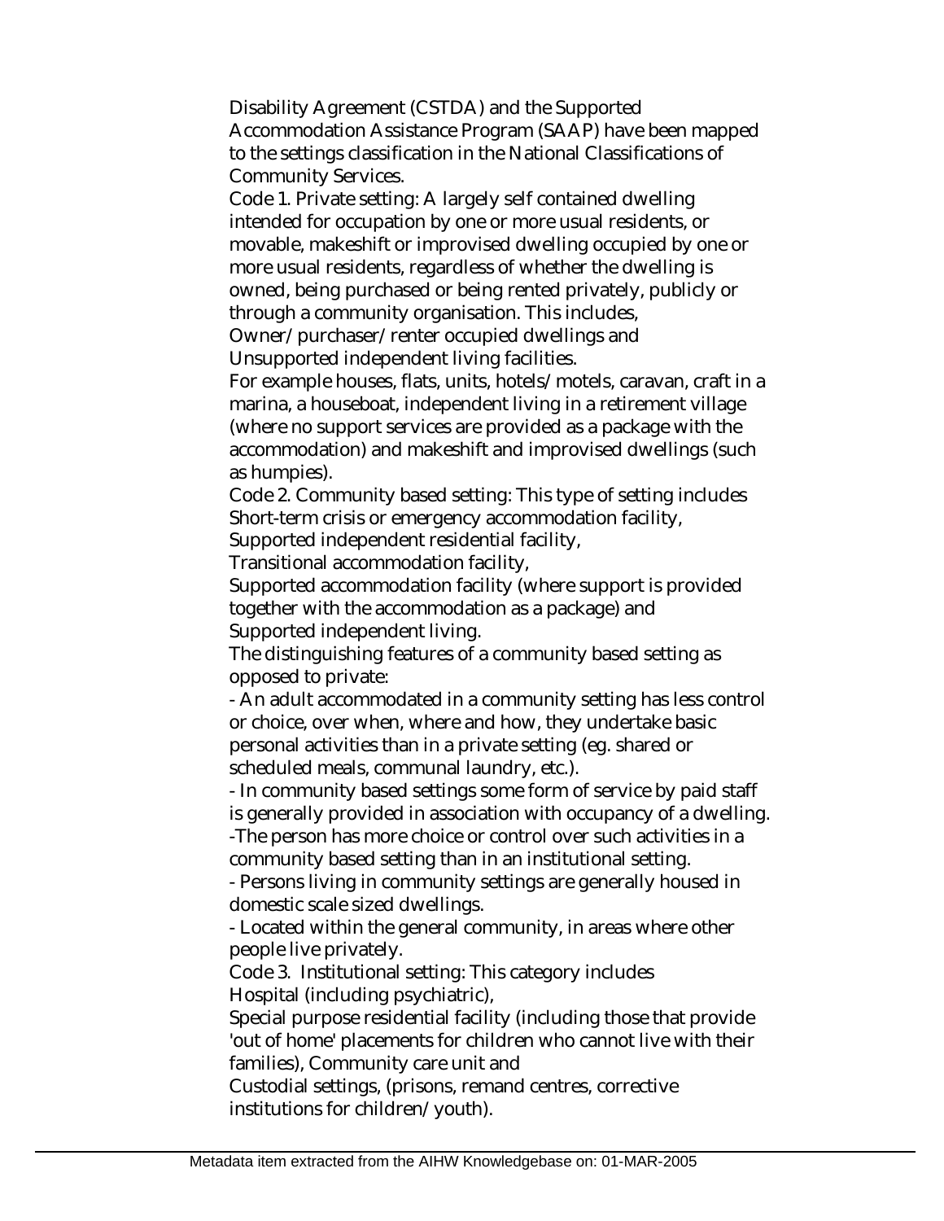Disability Agreement (CSTDA) and the Supported Accommodation Assistance Program (SAAP) have been mapped to the settings classification in the National Classifications of Community Services.

Code 1. Private setting: A largely self contained dwelling intended for occupation by one or more usual residents, or movable, makeshift or improvised dwelling occupied by one or more usual residents, regardless of whether the dwelling is owned, being purchased or being rented privately, publicly or through a community organisation. This includes, Owner/purchaser/renter occupied dwellings and Unsupported independent living facilities.

For example houses, flats, units, hotels/motels, caravan, craft in a marina, a houseboat, independent living in a retirement village (where no support services are provided as a package with the accommodation) and makeshift and improvised dwellings (such as humpies).

Code 2. Community based setting: This type of setting includes Short-term crisis or emergency accommodation facility, Supported independent residential facility, Transitional accommodation facility, Supported accommodation facility (where support is provided together with the accommodation as a package) and Supported independent living.

The distinguishing features of a community based setting as opposed to private:

- An adult accommodated in a community setting has less control or choice, over when, where and how, they undertake basic personal activities than in a private setting (eg. shared or scheduled meals, communal laundry, etc.).
- In community based settings some form of service by paid staff is generally provided in association with occupancy of a dwelling.
- The person has more choice or control over such activities in a community based setting than in an institutional setting.
- Persons living in community settings are generally housed in domestic scale sized dwellings.
- Located within the general community, in areas where other people live privately.

Code 3. Institutional setting: This category includes Hospital (including psychiatric), Special purpose residential facility (including those that provide 'out of home' placements for children who cannot live with their families), Community care unit and Custodial settings, (prisons, remand centres, corrective institutions for children/youth).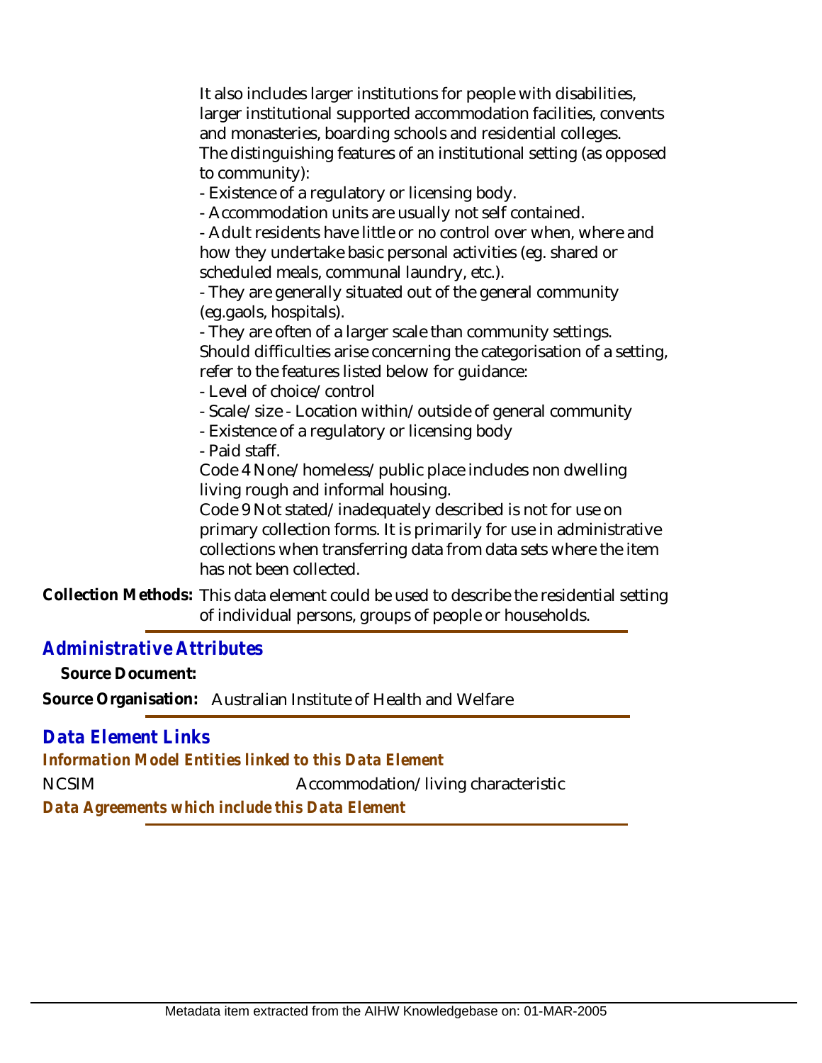It also includes larger institutions for people with disabilities, larger institutional supported accommodation facilities, convents and monasteries, boarding schools and residential colleges.
The distinguishing features of an institutional setting (as opposed to community):
- Existence of a regulatory or licensing body.
- Accommodation units are usually not self contained.
- Adult residents have little or no control over when, where and how they undertake basic personal activities (eg. shared or scheduled meals, communal laundry, etc.).
- They are generally situated out of the general community (eg.gaols, hospitals).
- They are often of a larger scale than community settings.
Should difficulties arise concerning the categorisation of a setting, refer to the features listed below for guidance:
- Level of choice/control
- Scale/size - Location within/outside of general community
- Existence of a regulatory or licensing body
- Paid staff.
Code 4 None/homeless/public place includes non dwelling living rough and informal housing.
Code 9 Not stated/inadequately described is not for use on primary collection forms. It is primarily for use in administrative collections when transferring data from data sets where the item has not been collected.

**Collection Methods:** This data element could be used to describe the residential setting of individual persons, groups of people or households.

## Administrative Attributes

**Source Document:**

**Source Organisation:** Australian Institute of Health and Welfare

## Data Element Links

### Information Model Entities linked to this Data Element

NCSIM Accommodation/living characteristic

### Data Agreements which include this Data Element

Metadata item extracted from the AIHW Knowledgebase on: 01-MAR-2005